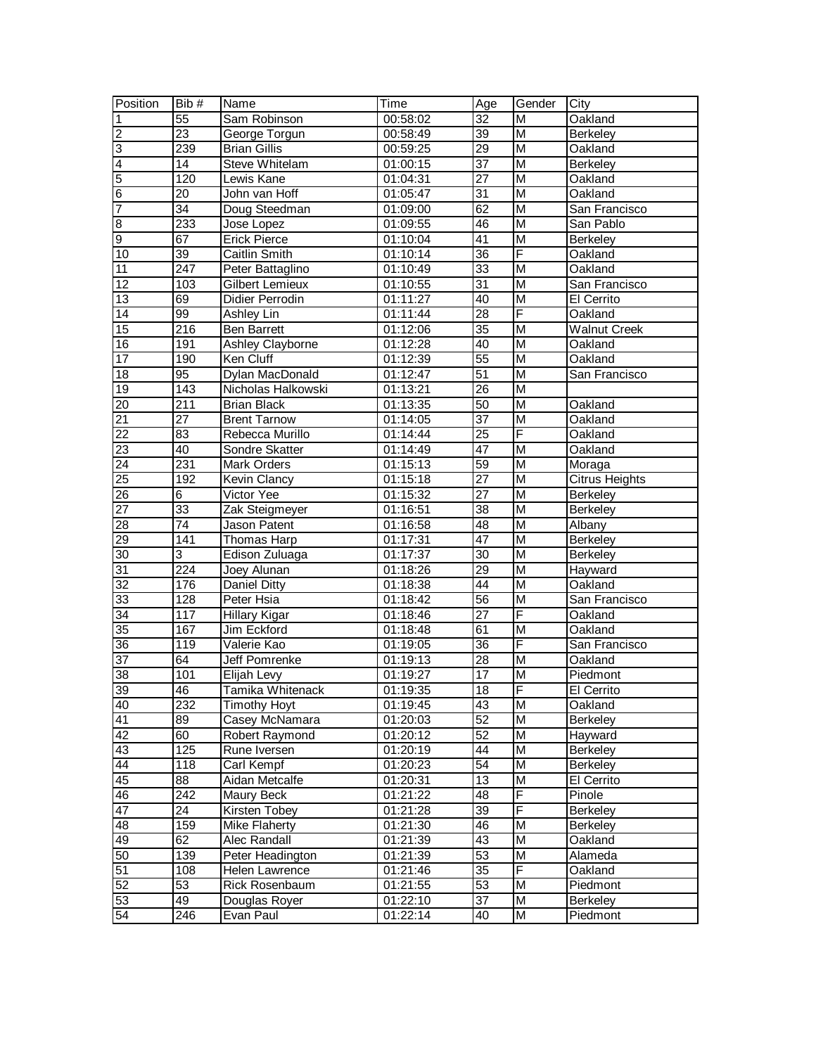| Position | Bib # | Name | Time | Age | Gender | City |
|---|---|---|---|---|---|---|
| 1 | 55 | Sam Robinson | 00:58:02 | 32 | M | Oakland |
| 2 | 23 | George Torgun | 00:58:49 | 39 | M | Berkeley |
| 3 | 239 | Brian Gillis | 00:59:25 | 29 | M | Oakland |
| 4 | 14 | Steve Whitelam | 01:00:15 | 37 | M | Berkeley |
| 5 | 120 | Lewis Kane | 01:04:31 | 27 | M | Oakland |
| 6 | 20 | John van Hoff | 01:05:47 | 31 | M | Oakland |
| 7 | 34 | Doug Steedman | 01:09:00 | 62 | M | San Francisco |
| 8 | 233 | Jose Lopez | 01:09:55 | 46 | M | San Pablo |
| 9 | 67 | Erick Pierce | 01:10:04 | 41 | M | Berkeley |
| 10 | 39 | Caitlin Smith | 01:10:14 | 36 | F | Oakland |
| 11 | 247 | Peter Battaglino | 01:10:49 | 33 | M | Oakland |
| 12 | 103 | Gilbert Lemieux | 01:10:55 | 31 | M | San Francisco |
| 13 | 69 | Didier Perrodin | 01:11:27 | 40 | M | El Cerrito |
| 14 | 99 | Ashley Lin | 01:11:44 | 28 | F | Oakland |
| 15 | 216 | Ben Barrett | 01:12:06 | 35 | M | Walnut Creek |
| 16 | 191 | Ashley Clayborne | 01:12:28 | 40 | M | Oakland |
| 17 | 190 | Ken Cluff | 01:12:39 | 55 | M | Oakland |
| 18 | 95 | Dylan MacDonald | 01:12:47 | 51 | M | San Francisco |
| 19 | 143 | Nicholas Halkowski | 01:13:21 | 26 | M | |
| 20 | 211 | Brian Black | 01:13:35 | 50 | M | Oakland |
| 21 | 27 | Brent Tarnow | 01:14:05 | 37 | M | Oakland |
| 22 | 83 | Rebecca Murillo | 01:14:44 | 25 | F | Oakland |
| 23 | 40 | Sondre Skatter | 01:14:49 | 47 | M | Oakland |
| 24 | 231 | Mark Orders | 01:15:13 | 59 | M | Moraga |
| 25 | 192 | Kevin Clancy | 01:15:18 | 27 | M | Citrus Heights |
| 26 | 6 | Victor Yee | 01:15:32 | 27 | M | Berkeley |
| 27 | 33 | Zak Steigmeyer | 01:16:51 | 38 | M | Berkeley |
| 28 | 74 | Jason Patent | 01:16:58 | 48 | M | Albany |
| 29 | 141 | Thomas Harp | 01:17:31 | 47 | M | Berkeley |
| 30 | 3 | Edison Zuluaga | 01:17:37 | 30 | M | Berkeley |
| 31 | 224 | Joey Alunan | 01:18:26 | 29 | M | Hayward |
| 32 | 176 | Daniel Ditty | 01:18:38 | 44 | M | Oakland |
| 33 | 128 | Peter Hsia | 01:18:42 | 56 | M | San Francisco |
| 34 | 117 | Hillary Kigar | 01:18:46 | 27 | F | Oakland |
| 35 | 167 | Jim Eckford | 01:18:48 | 61 | M | Oakland |
| 36 | 119 | Valerie Kao | 01:19:05 | 36 | F | San Francisco |
| 37 | 64 | Jeff Pomrenke | 01:19:13 | 28 | M | Oakland |
| 38 | 101 | Elijah Levy | 01:19:27 | 17 | M | Piedmont |
| 39 | 46 | Tamika Whitenack | 01:19:35 | 18 | F | El Cerrito |
| 40 | 232 | Timothy Hoyt | 01:19:45 | 43 | M | Oakland |
| 41 | 89 | Casey McNamara | 01:20:03 | 52 | M | Berkeley |
| 42 | 60 | Robert Raymond | 01:20:12 | 52 | M | Hayward |
| 43 | 125 | Rune Iversen | 01:20:19 | 44 | M | Berkeley |
| 44 | 118 | Carl Kempf | 01:20:23 | 54 | M | Berkeley |
| 45 | 88 | Aidan Metcalfe | 01:20:31 | 13 | M | El Cerrito |
| 46 | 242 | Maury Beck | 01:21:22 | 48 | F | Pinole |
| 47 | 24 | Kirsten Tobey | 01:21:28 | 39 | F | Berkeley |
| 48 | 159 | Mike Flaherty | 01:21:30 | 46 | M | Berkeley |
| 49 | 62 | Alec Randall | 01:21:39 | 43 | M | Oakland |
| 50 | 139 | Peter Headington | 01:21:39 | 53 | M | Alameda |
| 51 | 108 | Helen Lawrence | 01:21:46 | 35 | F | Oakland |
| 52 | 53 | Rick Rosenbaum | 01:21:55 | 53 | M | Piedmont |
| 53 | 49 | Douglas Royer | 01:22:10 | 37 | M | Berkeley |
| 54 | 246 | Evan Paul | 01:22:14 | 40 | M | Piedmont |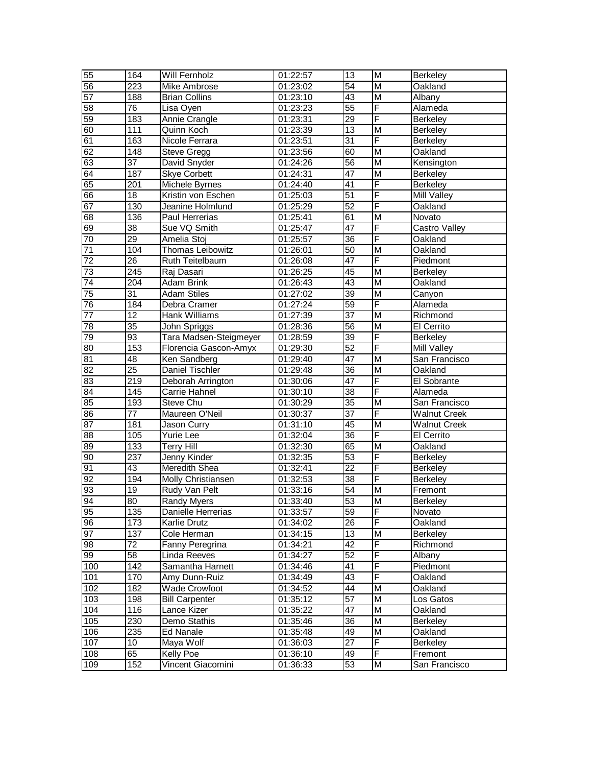| 55 | 164 | Will Fernholz | 01:22:57 | 13 | M | Berkeley |
|---|---|---|---|---|---|---|
| 56 | 223 | Mike Ambrose | 01:23:02 | 54 | M | Oakland |
| 57 | 188 | Brian Collins | 01:23:10 | 43 | M | Albany |
| 58 | 76 | Lisa Oyen | 01:23:23 | 55 | F | Alameda |
| 59 | 183 | Annie Crangle | 01:23:31 | 29 | F | Berkeley |
| 60 | 111 | Quinn Koch | 01:23:39 | 13 | M | Berkeley |
| 61 | 163 | Nicole Ferrara | 01:23:51 | 31 | F | Berkeley |
| 62 | 148 | Steve Gregg | 01:23:56 | 60 | M | Oakland |
| 63 | 37 | David Snyder | 01:24:26 | 56 | M | Kensington |
| 64 | 187 | Skye Corbett | 01:24:31 | 47 | M | Berkeley |
| 65 | 201 | Michele Byrnes | 01:24:40 | 41 | F | Berkeley |
| 66 | 18 | Kristin von Eschen | 01:25:03 | 51 | F | Mill Valley |
| 67 | 130 | Jeanine Holmlund | 01:25:29 | 52 | F | Oakland |
| 68 | 136 | Paul Herrerias | 01:25:41 | 61 | M | Novato |
| 69 | 38 | Sue VQ Smith | 01:25:47 | 47 | F | Castro Valley |
| 70 | 29 | Amelia Stoj | 01:25:57 | 36 | F | Oakland |
| 71 | 104 | Thomas Leibowitz | 01:26:01 | 50 | M | Oakland |
| 72 | 26 | Ruth Teitelbaum | 01:26:08 | 47 | F | Piedmont |
| 73 | 245 | Raj Dasari | 01:26:25 | 45 | M | Berkeley |
| 74 | 204 | Adam Brink | 01:26:43 | 43 | M | Oakland |
| 75 | 31 | Adam Stiles | 01:27:02 | 39 | M | Canyon |
| 76 | 184 | Debra Cramer | 01:27:24 | 59 | F | Alameda |
| 77 | 12 | Hank Williams | 01:27:39 | 37 | M | Richmond |
| 78 | 35 | John Spriggs | 01:28:36 | 56 | M | El Cerrito |
| 79 | 93 | Tara Madsen-Steigmeyer | 01:28:59 | 39 | F | Berkeley |
| 80 | 153 | Florencia Gascon-Amyx | 01:29:30 | 52 | F | Mill Valley |
| 81 | 48 | Ken Sandberg | 01:29:40 | 47 | M | San Francisco |
| 82 | 25 | Daniel Tischler | 01:29:48 | 36 | M | Oakland |
| 83 | 219 | Deborah Arrington | 01:30:06 | 47 | F | El Sobrante |
| 84 | 145 | Carrie Hahnel | 01:30:10 | 38 | F | Alameda |
| 85 | 193 | Steve Chu | 01:30:29 | 35 | M | San Francisco |
| 86 | 77 | Maureen O'Neil | 01:30:37 | 37 | F | Walnut Creek |
| 87 | 181 | Jason Curry | 01:31:10 | 45 | M | Walnut Creek |
| 88 | 105 | Yurie Lee | 01:32:04 | 36 | F | El Cerrito |
| 89 | 133 | Terry Hill | 01:32:30 | 65 | M | Oakland |
| 90 | 237 | Jenny Kinder | 01:32:35 | 53 | F | Berkeley |
| 91 | 43 | Meredith Shea | 01:32:41 | 22 | F | Berkeley |
| 92 | 194 | Molly Christiansen | 01:32:53 | 38 | F | Berkeley |
| 93 | 19 | Rudy Van Pelt | 01:33:16 | 54 | M | Fremont |
| 94 | 80 | Randy Myers | 01:33:40 | 53 | M | Berkeley |
| 95 | 135 | Danielle Herrerias | 01:33:57 | 59 | F | Novato |
| 96 | 173 | Karlie Drutz | 01:34:02 | 26 | F | Oakland |
| 97 | 137 | Cole Herman | 01:34:15 | 13 | M | Berkeley |
| 98 | 72 | Fanny Peregrina | 01:34:21 | 42 | F | Richmond |
| 99 | 58 | Linda Reeves | 01:34:27 | 52 | F | Albany |
| 100 | 142 | Samantha Harnett | 01:34:46 | 41 | F | Piedmont |
| 101 | 170 | Amy Dunn-Ruiz | 01:34:49 | 43 | F | Oakland |
| 102 | 182 | Wade Crowfoot | 01:34:52 | 44 | M | Oakland |
| 103 | 198 | Bill Carpenter | 01:35:12 | 57 | M | Los Gatos |
| 104 | 116 | Lance Kizer | 01:35:22 | 47 | M | Oakland |
| 105 | 230 | Demo Stathis | 01:35:46 | 36 | M | Berkeley |
| 106 | 235 | Ed Nanale | 01:35:48 | 49 | M | Oakland |
| 107 | 10 | Maya Wolf | 01:36:03 | 27 | F | Berkeley |
| 108 | 65 | Kelly Poe | 01:36:10 | 49 | F | Fremont |
| 109 | 152 | Vincent Giacomini | 01:36:33 | 53 | M | San Francisco |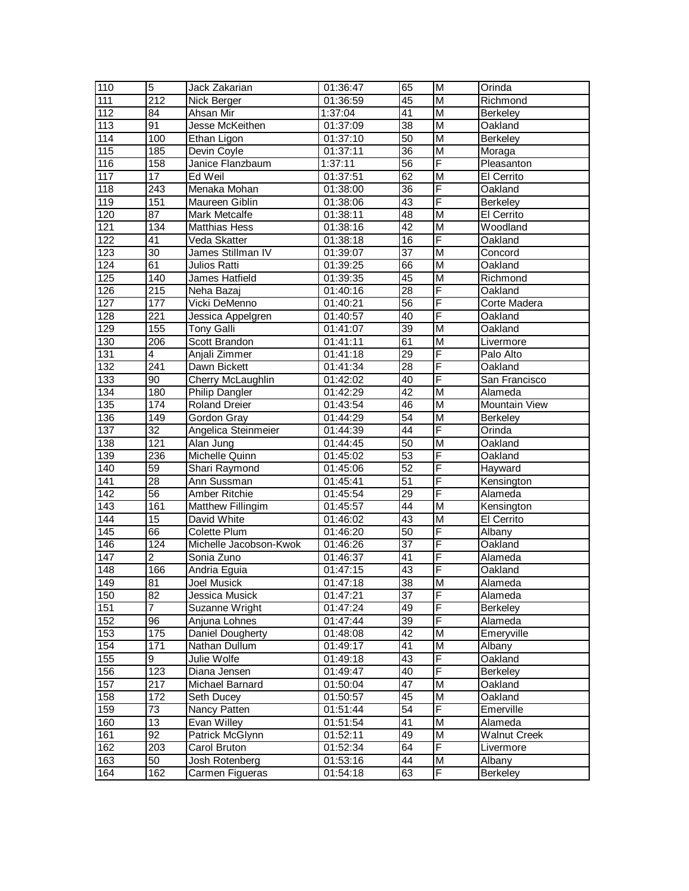| 110 | 5 | Jack Zakarian | 01:36:47 | 65 | M | Orinda |
|---|---|---|---|---|---|---|
| 111 | 212 | Nick Berger | 01:36:59 | 45 | M | Richmond |
| 112 | 84 | Ahsan Mir | 1:37:04 | 41 | M | Berkeley |
| 113 | 91 | Jesse McKeithen | 01:37:09 | 38 | M | Oakland |
| 114 | 100 | Ethan Ligon | 01:37:10 | 50 | M | Berkeley |
| 115 | 185 | Devin Coyle | 01:37:11 | 36 | M | Moraga |
| 116 | 158 | Janice Flanzbaum | 1:37:11 | 56 | F | Pleasanton |
| 117 | 17 | Ed Weil | 01:37:51 | 62 | M | El Cerrito |
| 118 | 243 | Menaka Mohan | 01:38:00 | 36 | F | Oakland |
| 119 | 151 | Maureen Giblin | 01:38:06 | 43 | F | Berkeley |
| 120 | 87 | Mark Metcalfe | 01:38:11 | 48 | M | El Cerrito |
| 121 | 134 | Matthias Hess | 01:38:16 | 42 | M | Woodland |
| 122 | 41 | Veda Skatter | 01:38:18 | 16 | F | Oakland |
| 123 | 30 | James Stillman IV | 01:39:07 | 37 | M | Concord |
| 124 | 61 | Julios Ratti | 01:39:25 | 66 | M | Oakland |
| 125 | 140 | James Hatfield | 01:39:35 | 45 | M | Richmond |
| 126 | 215 | Neha Bazaj | 01:40:16 | 28 | F | Oakland |
| 127 | 177 | Vicki DeMenno | 01:40:21 | 56 | F | Corte Madera |
| 128 | 221 | Jessica Appelgren | 01:40:57 | 40 | F | Oakland |
| 129 | 155 | Tony Galli | 01:41:07 | 39 | M | Oakland |
| 130 | 206 | Scott Brandon | 01:41:11 | 61 | M | Livermore |
| 131 | 4 | Anjali Zimmer | 01:41:18 | 29 | F | Palo Alto |
| 132 | 241 | Dawn Bickett | 01:41:34 | 28 | F | Oakland |
| 133 | 90 | Cherry McLaughlin | 01:42:02 | 40 | F | San Francisco |
| 134 | 180 | Philip Dangler | 01:42:29 | 42 | M | Alameda |
| 135 | 174 | Roland Dreier | 01:43:54 | 46 | M | Mountain View |
| 136 | 149 | Gordon Gray | 01:44:29 | 54 | M | Berkeley |
| 137 | 32 | Angelica Steinmeier | 01:44:39 | 44 | F | Orinda |
| 138 | 121 | Alan Jung | 01:44:45 | 50 | M | Oakland |
| 139 | 236 | Michelle Quinn | 01:45:02 | 53 | F | Oakland |
| 140 | 59 | Shari Raymond | 01:45:06 | 52 | F | Hayward |
| 141 | 28 | Ann Sussman | 01:45:41 | 51 | F | Kensington |
| 142 | 56 | Amber Ritchie | 01:45:54 | 29 | F | Alameda |
| 143 | 161 | Matthew Fillingim | 01:45:57 | 44 | M | Kensington |
| 144 | 15 | David White | 01:46:02 | 43 | M | El Cerrito |
| 145 | 66 | Colette Plum | 01:46:20 | 50 | F | Albany |
| 146 | 124 | Michelle Jacobson-Kwok | 01:46:26 | 37 | F | Oakland |
| 147 | 2 | Sonia Zuno | 01:46:37 | 41 | F | Alameda |
| 148 | 166 | Andria Eguia | 01:47:15 | 43 | F | Oakland |
| 149 | 81 | Joel Musick | 01:47:18 | 38 | M | Alameda |
| 150 | 82 | Jessica Musick | 01:47:21 | 37 | F | Alameda |
| 151 | 7 | Suzanne Wright | 01:47:24 | 49 | F | Berkeley |
| 152 | 96 | Anjuna Lohnes | 01:47:44 | 39 | F | Alameda |
| 153 | 175 | Daniel Dougherty | 01:48:08 | 42 | M | Emeryville |
| 154 | 171 | Nathan Dullum | 01:49:17 | 41 | M | Albany |
| 155 | 9 | Julie Wolfe | 01:49:18 | 43 | F | Oakland |
| 156 | 123 | Diana Jensen | 01:49:47 | 40 | F | Berkeley |
| 157 | 217 | Michael Barnard | 01:50:04 | 47 | M | Oakland |
| 158 | 172 | Seth Ducey | 01:50:57 | 45 | M | Oakland |
| 159 | 73 | Nancy Patten | 01:51:44 | 54 | F | Emerville |
| 160 | 13 | Evan Willey | 01:51:54 | 41 | M | Alameda |
| 161 | 92 | Patrick McGlynn | 01:52:11 | 49 | M | Walnut Creek |
| 162 | 203 | Carol Bruton | 01:52:34 | 64 | F | Livermore |
| 163 | 50 | Josh Rotenberg | 01:53:16 | 44 | M | Albany |
| 164 | 162 | Carmen Figueras | 01:54:18 | 63 | F | Berkeley |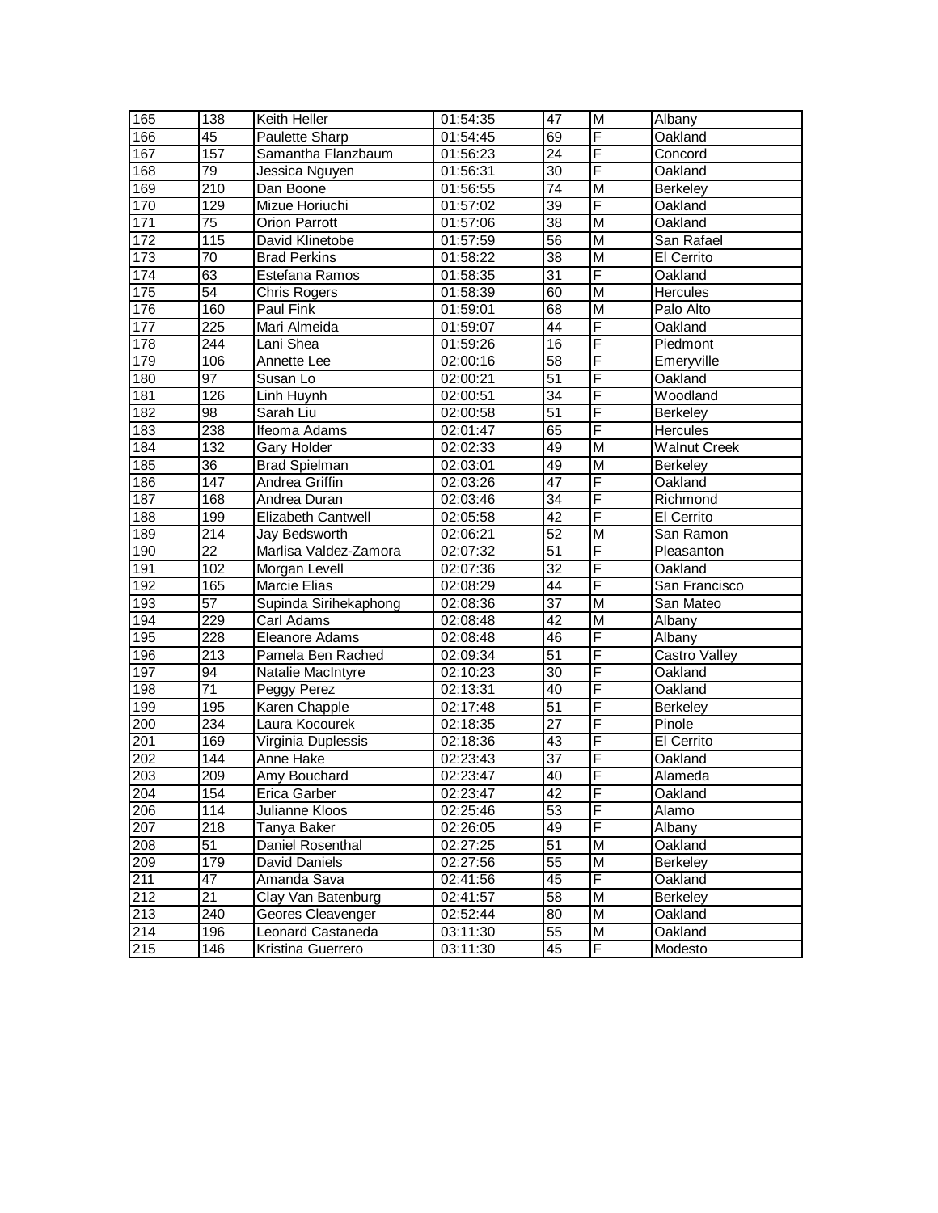| | | | | | | |
|---|---|---|---|---|---|---|
| 165 | 138 | Keith Heller | 01:54:35 | 47 | M | Albany |
| 166 | 45 | Paulette Sharp | 01:54:45 | 69 | F | Oakland |
| 167 | 157 | Samantha Flanzbaum | 01:56:23 | 24 | F | Concord |
| 168 | 79 | Jessica Nguyen | 01:56:31 | 30 | F | Oakland |
| 169 | 210 | Dan Boone | 01:56:55 | 74 | M | Berkeley |
| 170 | 129 | Mizue Horiuchi | 01:57:02 | 39 | F | Oakland |
| 171 | 75 | Orion Parrott | 01:57:06 | 38 | M | Oakland |
| 172 | 115 | David Klinetobe | 01:57:59 | 56 | M | San Rafael |
| 173 | 70 | Brad Perkins | 01:58:22 | 38 | M | El Cerrito |
| 174 | 63 | Estefana Ramos | 01:58:35 | 31 | F | Oakland |
| 175 | 54 | Chris Rogers | 01:58:39 | 60 | M | Hercules |
| 176 | 160 | Paul Fink | 01:59:01 | 68 | M | Palo Alto |
| 177 | 225 | Mari Almeida | 01:59:07 | 44 | F | Oakland |
| 178 | 244 | Lani Shea | 01:59:26 | 16 | F | Piedmont |
| 179 | 106 | Annette Lee | 02:00:16 | 58 | F | Emeryville |
| 180 | 97 | Susan Lo | 02:00:21 | 51 | F | Oakland |
| 181 | 126 | Linh Huynh | 02:00:51 | 34 | F | Woodland |
| 182 | 98 | Sarah Liu | 02:00:58 | 51 | F | Berkeley |
| 183 | 238 | Ifeoma Adams | 02:01:47 | 65 | F | Hercules |
| 184 | 132 | Gary Holder | 02:02:33 | 49 | M | Walnut Creek |
| 185 | 36 | Brad Spielman | 02:03:01 | 49 | M | Berkeley |
| 186 | 147 | Andrea Griffin | 02:03:26 | 47 | F | Oakland |
| 187 | 168 | Andrea Duran | 02:03:46 | 34 | F | Richmond |
| 188 | 199 | Elizabeth Cantwell | 02:05:58 | 42 | F | El Cerrito |
| 189 | 214 | Jay Bedsworth | 02:06:21 | 52 | M | San Ramon |
| 190 | 22 | Marlisa Valdez-Zamora | 02:07:32 | 51 | F | Pleasanton |
| 191 | 102 | Morgan Levell | 02:07:36 | 32 | F | Oakland |
| 192 | 165 | Marcie Elias | 02:08:29 | 44 | F | San Francisco |
| 193 | 57 | Supinda Sirihekaphong | 02:08:36 | 37 | M | San Mateo |
| 194 | 229 | Carl Adams | 02:08:48 | 42 | M | Albany |
| 195 | 228 | Eleanore Adams | 02:08:48 | 46 | F | Albany |
| 196 | 213 | Pamela Ben Rached | 02:09:34 | 51 | F | Castro Valley |
| 197 | 94 | Natalie MacIntyre | 02:10:23 | 30 | F | Oakland |
| 198 | 71 | Peggy Perez | 02:13:31 | 40 | F | Oakland |
| 199 | 195 | Karen Chapple | 02:17:48 | 51 | F | Berkeley |
| 200 | 234 | Laura Kocourek | 02:18:35 | 27 | F | Pinole |
| 201 | 169 | Virginia Duplessis | 02:18:36 | 43 | F | El Cerrito |
| 202 | 144 | Anne Hake | 02:23:43 | 37 | F | Oakland |
| 203 | 209 | Amy Bouchard | 02:23:47 | 40 | F | Alameda |
| 204 | 154 | Erica Garber | 02:23:47 | 42 | F | Oakland |
| 206 | 114 | Julianne Kloos | 02:25:46 | 53 | F | Alamo |
| 207 | 218 | Tanya Baker | 02:26:05 | 49 | F | Albany |
| 208 | 51 | Daniel Rosenthal | 02:27:25 | 51 | M | Oakland |
| 209 | 179 | David Daniels | 02:27:56 | 55 | M | Berkeley |
| 211 | 47 | Amanda Sava | 02:41:56 | 45 | F | Oakland |
| 212 | 21 | Clay Van Batenburg | 02:41:57 | 58 | M | Berkeley |
| 213 | 240 | Geores Cleavenger | 02:52:44 | 80 | M | Oakland |
| 214 | 196 | Leonard Castaneda | 03:11:30 | 55 | M | Oakland |
| 215 | 146 | Kristina Guerrero | 03:11:30 | 45 | F | Modesto |